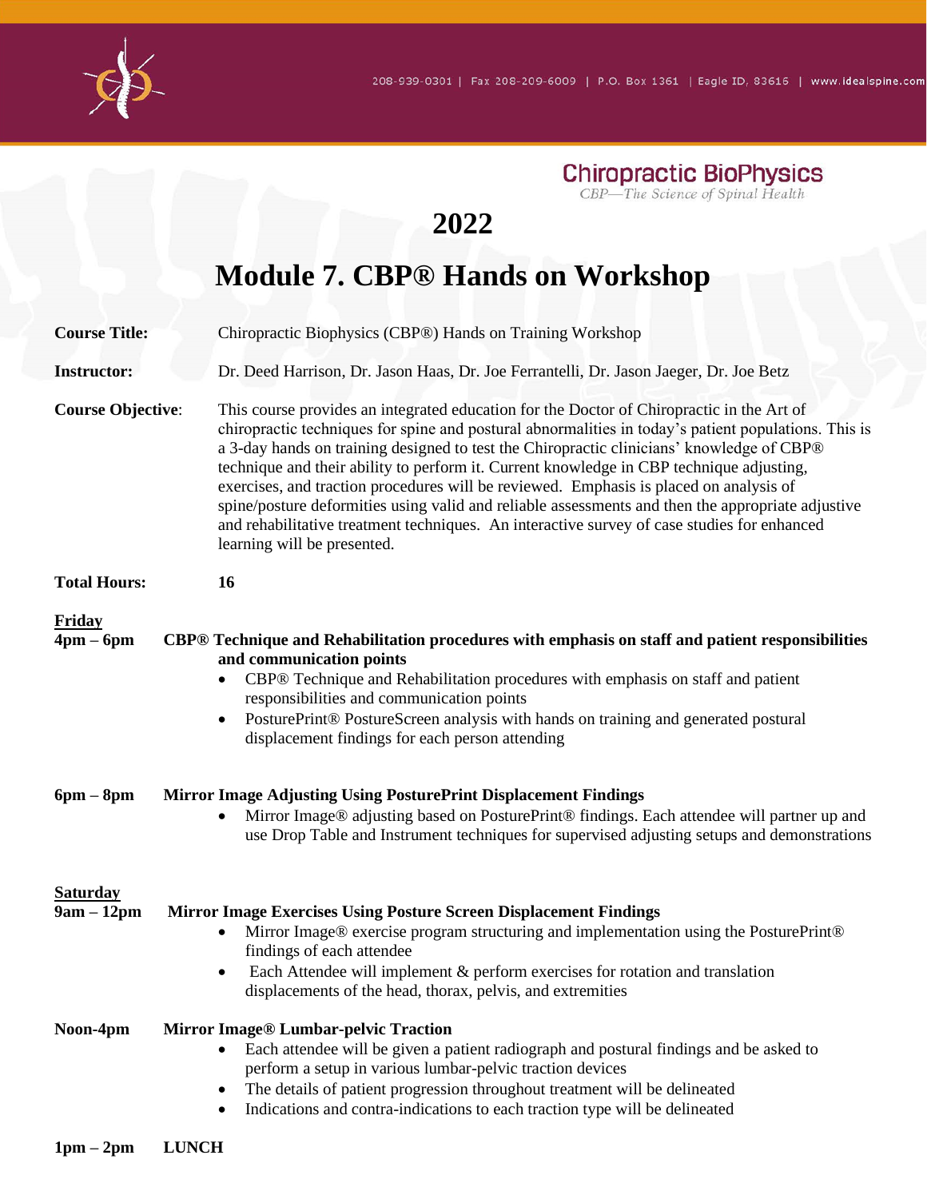208-939-0301 | Fax 208-209-6009 | P.O. Box 1361 | Eagle ID, 83616 | www.idealspine.com

**Chiropractic BioPhysics**
*CBP—The Science of Spinal Health*

# 2022

# Module 7. CBP® Hands on Workshop

**Course Title:** Chiropractic Biophysics (CBP®) Hands on Training Workshop

**Instructor:** Dr. Deed Harrison, Dr. Jason Haas, Dr. Joe Ferrantelli, Dr. Jason Jaeger, Dr. Joe Betz

**Course Objective**: This course provides an integrated education for the Doctor of Chiropractic in the Art of chiropractic techniques for spine and postural abnormalities in today's patient populations. This is a 3-day hands on training designed to test the Chiropractic clinicians' knowledge of CBP® technique and their ability to perform it. Current knowledge in CBP technique adjusting, exercises, and traction procedures will be reviewed. Emphasis is placed on analysis of spine/posture deformities using valid and reliable assessments and then the appropriate adjustive and rehabilitative treatment techniques. An interactive survey of case studies for enhanced learning will be presented.

**Total Hours:** **16**

**<u>Friday</u>**

**4pm – 6pm** **CBP® Technique and Rehabilitation procedures with emphasis on staff and patient responsibilities and communication points**

- CBP® Technique and Rehabilitation procedures with emphasis on staff and patient responsibilities and communication points
- PosturePrint® PostureScreen analysis with hands on training and generated postural displacement findings for each person attending

**6pm – 8pm** **Mirror Image Adjusting Using PosturePrint Displacement Findings**

- Mirror Image® adjusting based on PosturePrint® findings. Each attendee will partner up and use Drop Table and Instrument techniques for supervised adjusting setups and demonstrations

**<u>Saturday</u>**

**9am – 12pm** **Mirror Image Exercises Using Posture Screen Displacement Findings**

- Mirror Image® exercise program structuring and implementation using the PosturePrint® findings of each attendee
- Each Attendee will implement & perform exercises for rotation and translation displacements of the head, thorax, pelvis, and extremities

**Noon-4pm** **Mirror Image® Lumbar-pelvic Traction**

- Each attendee will be given a patient radiograph and postural findings and be asked to perform a setup in various lumbar-pelvic traction devices
- The details of patient progression throughout treatment will be delineated
- Indications and contra-indications to each traction type will be delineated

**1pm – 2pm** **LUNCH**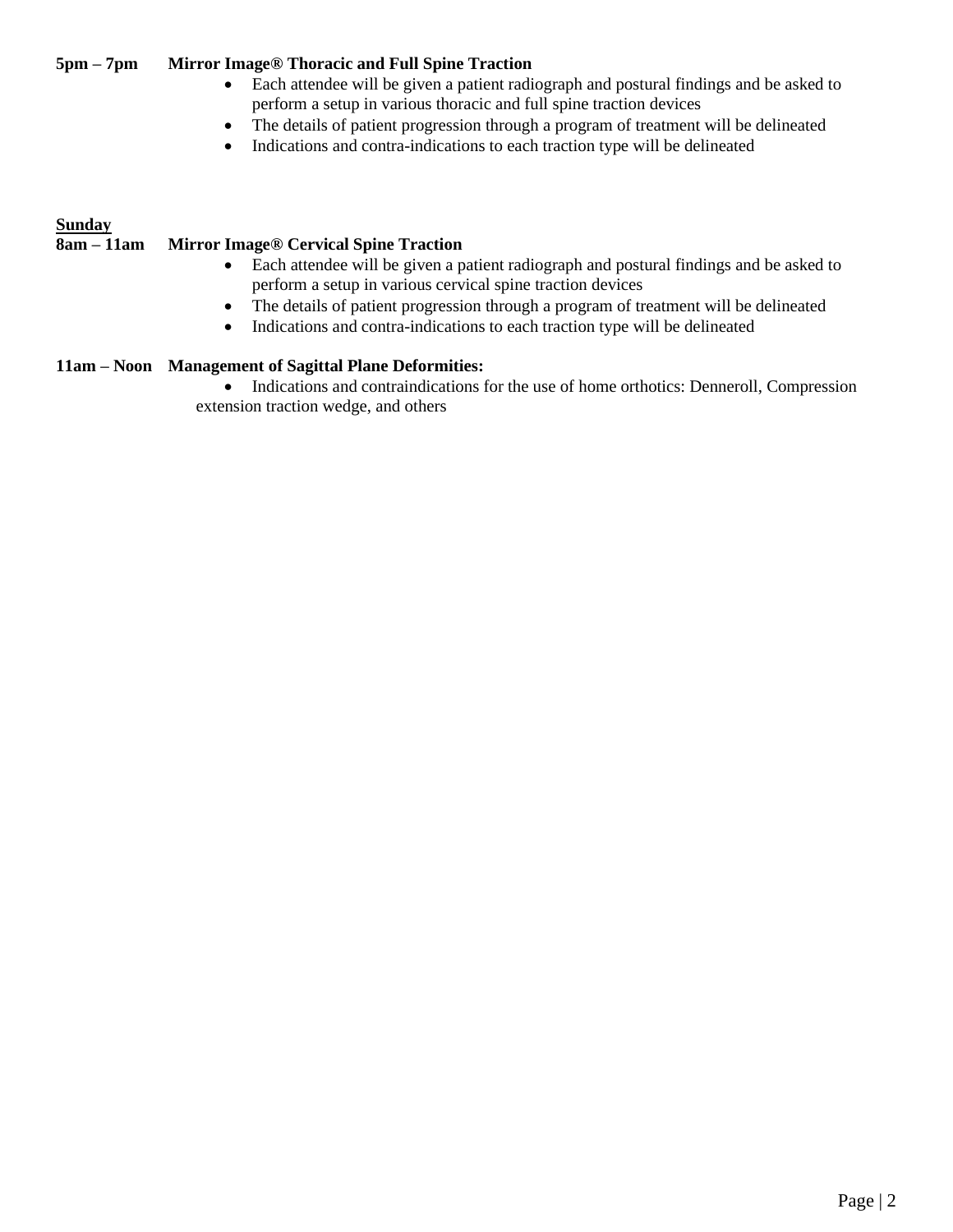**5pm – 7pm** **Mirror Image® Thoracic and Full Spine Traction**

- Each attendee will be given a patient radiograph and postural findings and be asked to perform a setup in various thoracic and full spine traction devices
- The details of patient progression through a program of treatment will be delineated
- Indications and contra-indications to each traction type will be delineated

**Sunday**

**8am – 11am** **Mirror Image® Cervical Spine Traction**

- Each attendee will be given a patient radiograph and postural findings and be asked to perform a setup in various cervical spine traction devices
- The details of patient progression through a program of treatment will be delineated
- Indications and contra-indications to each traction type will be delineated

**11am – Noon** **Management of Sagittal Plane Deformities:**

- Indications and contraindications for the use of home orthotics: Denneroll, Compression extension traction wedge, and others